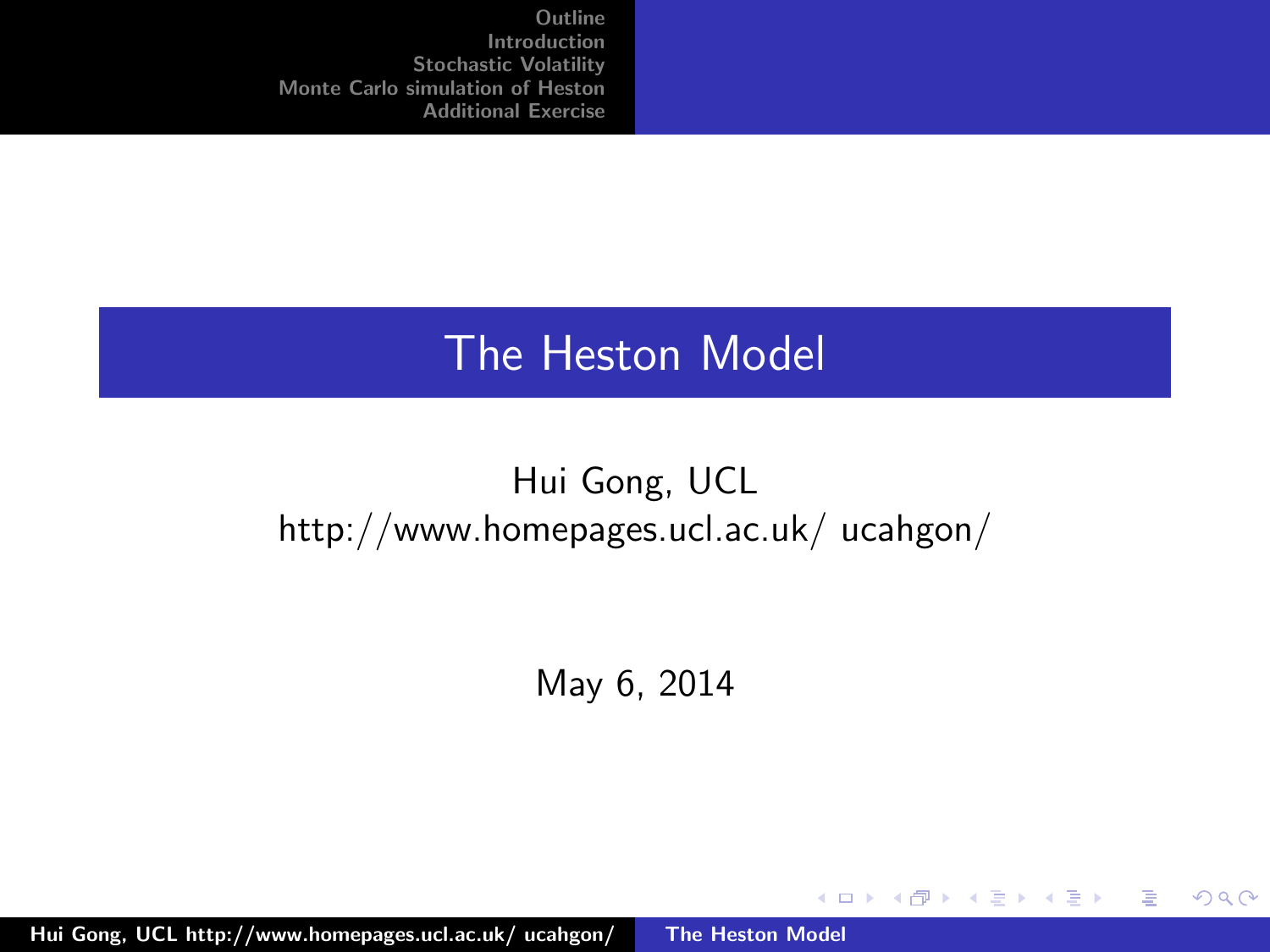# The Heston Model

Hui Gong, UCL
http://www.homepages.ucl.ac.uk/ ucahgon/

May 6, 2014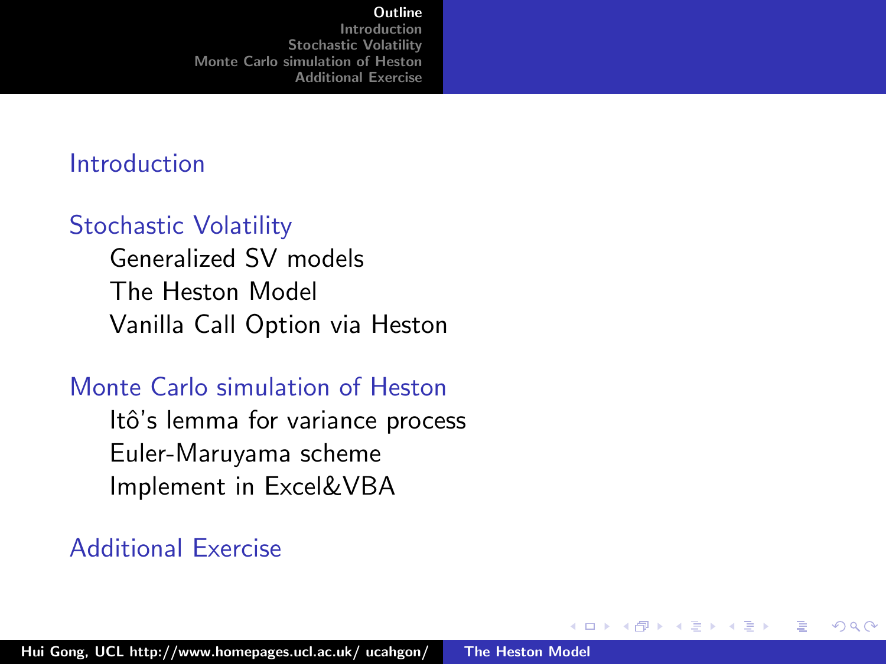## Introduction

## Stochastic Volatility

- Generalized SV models
- The Heston Model
- Vanilla Call Option via Heston

## Monte Carlo simulation of Heston

- Itô's lemma for variance process
- Euler-Maruyama scheme
- Implement in Excel&VBA

## Additional Exercise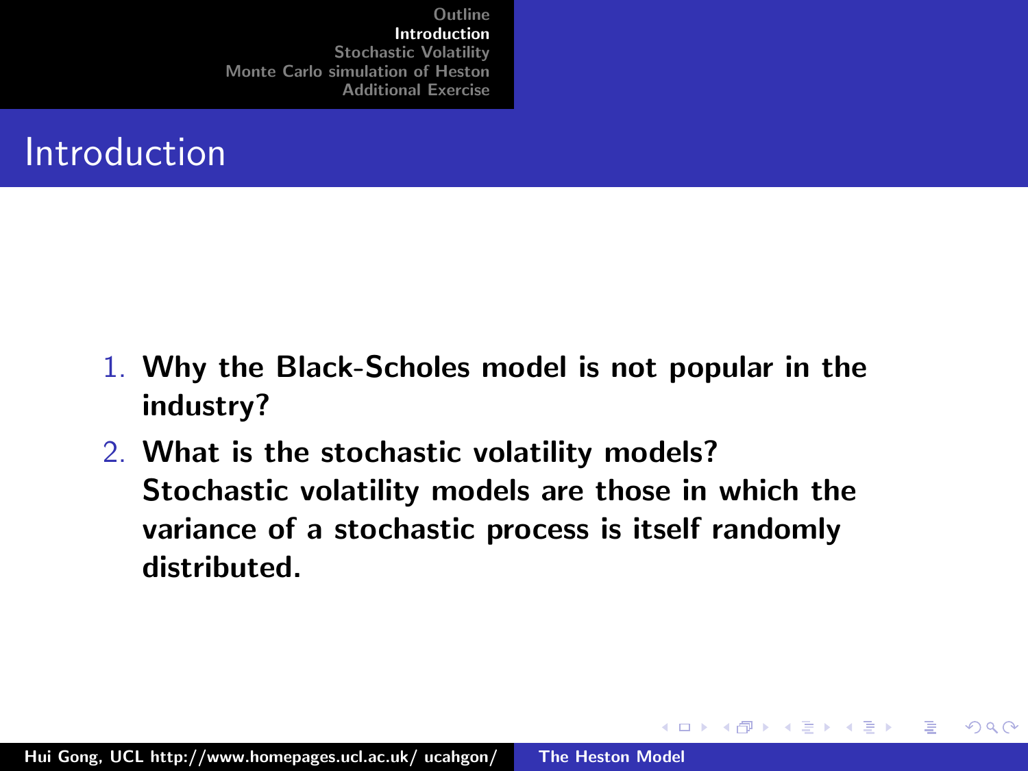# Introduction

1. **Why the Black-Scholes model is not popular in the industry?**
2. **What is the stochastic volatility models? Stochastic volatility models are those in which the variance of a stochastic process is itself randomly distributed.**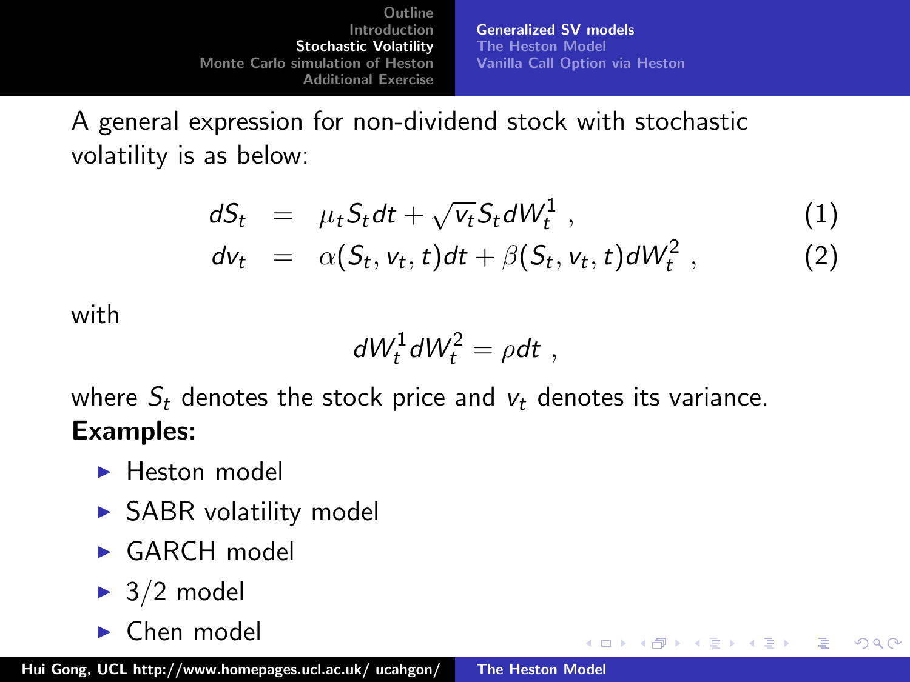A general expression for non-dividend stock with stochastic volatility is as below:

$$
\begin{aligned}
dS_t &= \mu_t S_t dt + \sqrt{v_t} S_t dW_t^1 \ , \quad (1) \\
dv_t &= \alpha(S_t, v_t, t) dt + \beta(S_t, v_t, t) dW_t^2 \ , \quad (2)
\end{aligned}
$$

with

$$
dW_t^1 dW_t^2 = \rho dt \ ,
$$

where $S_t$ denotes the stock price and $v_t$ denotes its variance.

**Examples:**

- Heston model
- SABR volatility model
- GARCH model
- 3/2 model
- Chen model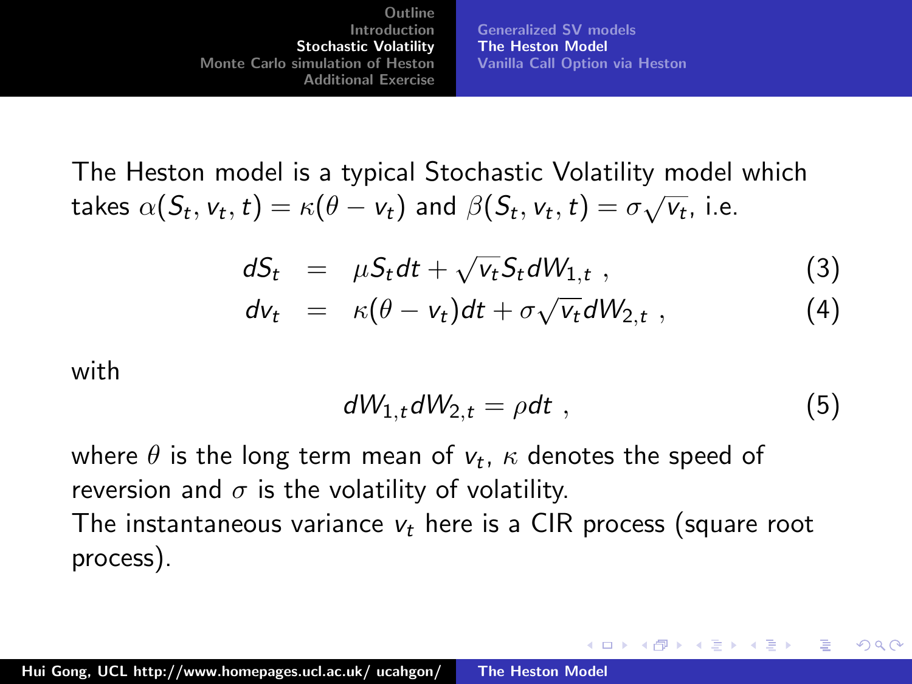The Heston model is a typical Stochastic Volatility model which takes $\alpha(S_t, v_t, t) = \kappa(\theta - v_t)$ and $\beta(S_t, v_t, t) = \sigma\sqrt{v_t}$, i.e.

$$
\begin{aligned}
dS_t &= \mu S_t dt + \sqrt{v_t} S_t dW_{1,t} \ , && (3) \\
dv_t &= \kappa(\theta - v_t)dt + \sigma\sqrt{v_t} dW_{2,t} \ , && (4)
\end{aligned}
$$

with

$$
dW_{1,t} dW_{2,t} = \rho dt \ , \tag{5}
$$

where $\theta$ is the long term mean of $v_t$, $\kappa$ denotes the speed of reversion and $\sigma$ is the volatility of volatility.
The instantaneous variance $v_t$ here is a CIR process (square root process).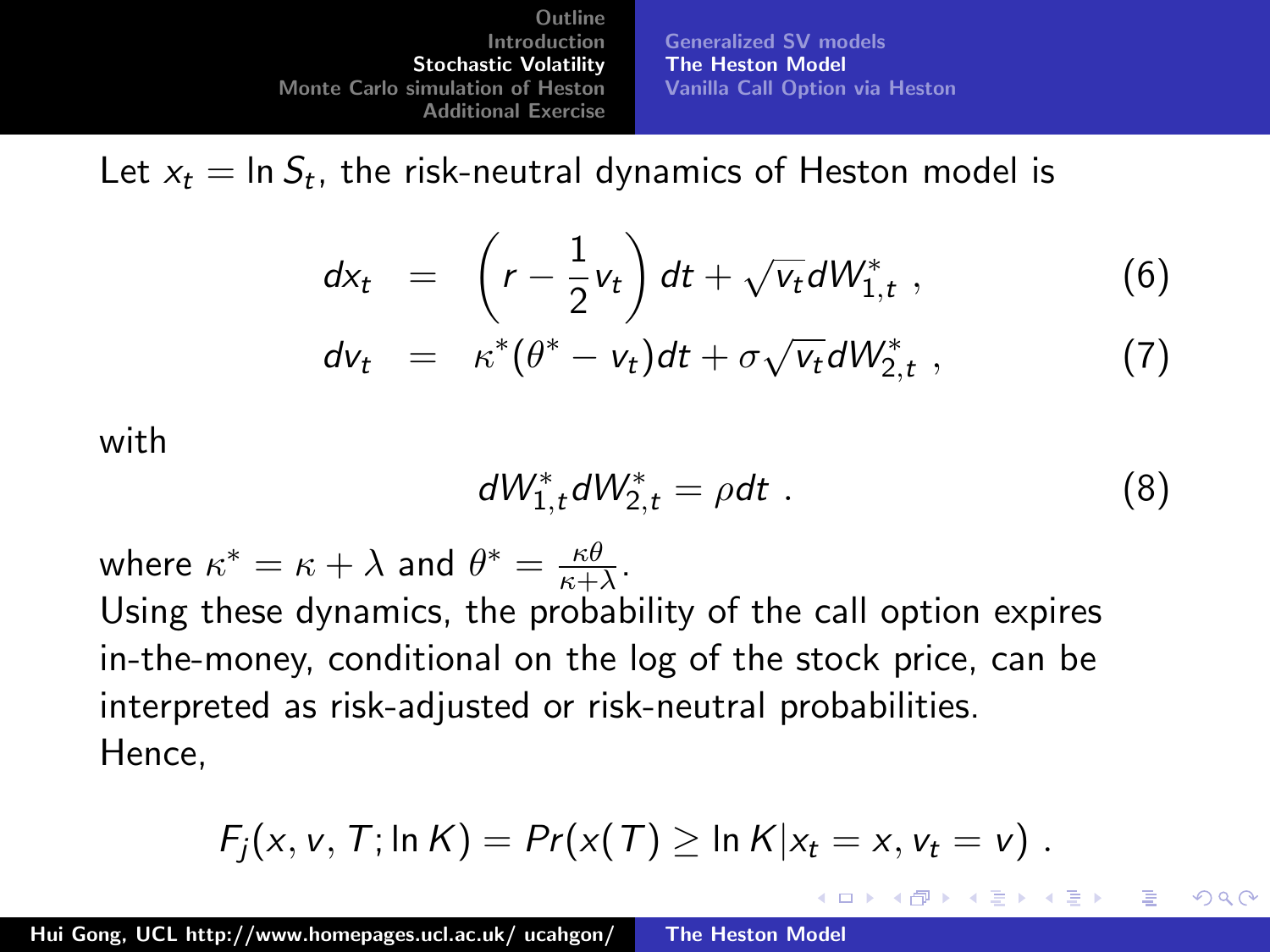Let $x_t = \ln S_t$, the risk-neutral dynamics of Heston model is

$$
\begin{aligned}
dx_t &= \left(r - \frac{1}{2}v_t\right)dt + \sqrt{v_t}dW^*_{1,t} \ , \qquad (6) \\
dv_t &= \kappa^*(\theta^* - v_t)dt + \sigma\sqrt{v_t}dW^*_{2,t} \ , \qquad (7)
\end{aligned}
$$

with

$$
dW^*_{1,t}dW^*_{2,t} = \rho dt \ . \qquad (8)
$$

where $\kappa^* = \kappa + \lambda$ and $\theta^* = \frac{\kappa\theta}{\kappa+\lambda}$.

Using these dynamics, the probability of the call option expires in-the-money, conditional on the log of the stock price, can be interpreted as risk-adjusted or risk-neutral probabilities.

Hence,

$$
F_j(x, v, T; \ln K) = Pr(x(T) \geq \ln K | x_t = x, v_t = v) \ .
$$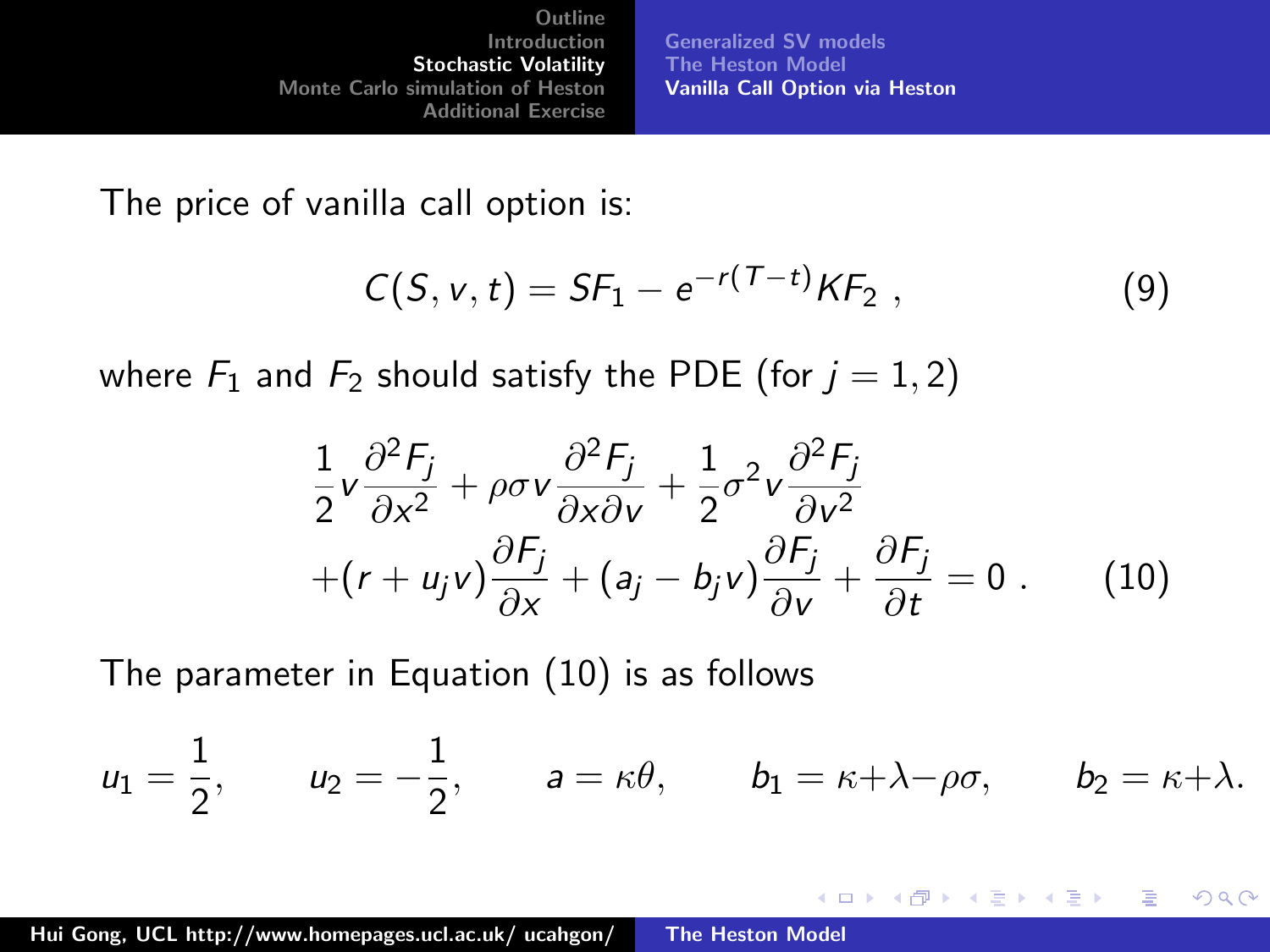The price of vanilla call option is:

$$C(S, v, t) = SF_1 - e^{-r(T-t)}KF_2 \ , \tag{9}$$

where $F_1$ and $F_2$ should satisfy the PDE (for $j = 1, 2$)

$$\begin{aligned} &\frac{1}{2}v\frac{\partial^2 F_j}{\partial x^2} + \rho\sigma v\frac{\partial^2 F_j}{\partial x \partial v} + \frac{1}{2}\sigma^2 v\frac{\partial^2 F_j}{\partial v^2} \\ &+(r + u_j v)\frac{\partial F_j}{\partial x} + (a_j - b_j v)\frac{\partial F_j}{\partial v} + \frac{\partial F_j}{\partial t} = 0 \ . \end{aligned} \tag{10}$$

The parameter in Equation (10) is as follows

$$u_1 = \frac{1}{2}, \qquad u_2 = -\frac{1}{2}, \qquad a = \kappa\theta, \qquad b_1 = \kappa + \lambda - \rho\sigma, \qquad b_2 = \kappa + \lambda.$$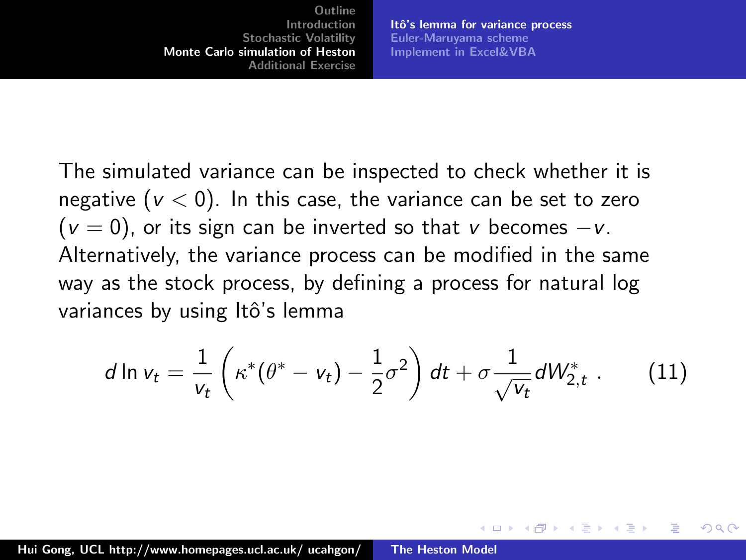The simulated variance can be inspected to check whether it is negative ($v < 0$). In this case, the variance can be set to zero ($v = 0$), or its sign can be inverted so that $v$ becomes $-v$. Alternatively, the variance process can be modified in the same way as the stock process, by defining a process for natural log variances by using Itô's lemma

$$d \ln v_t = \frac{1}{v_t}\left(\kappa^*(\theta^* - v_t) - \frac{1}{2}\sigma^2\right) dt + \sigma \frac{1}{\sqrt{v_t}} dW^*_{2,t} \ . \qquad (11)$$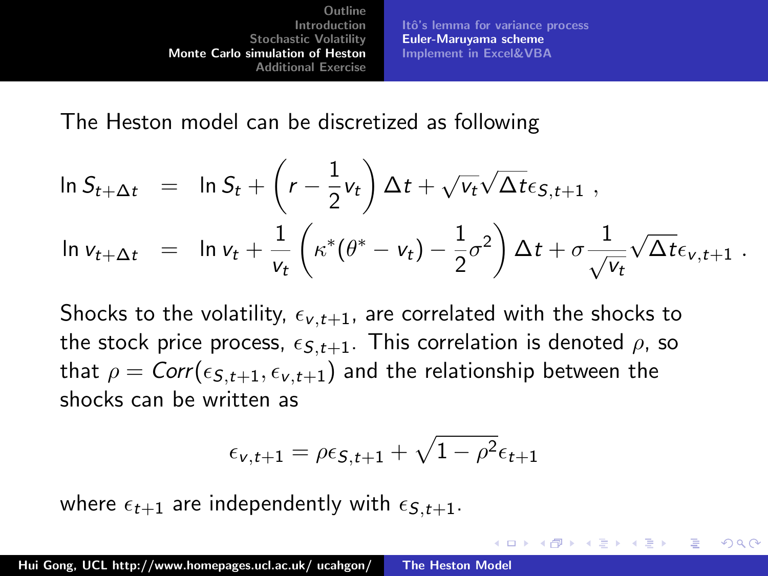The Heston model can be discretized as following

$$
\begin{aligned}
\ln S_{t+\Delta t} &= \ln S_t + \left( r - \frac{1}{2} v_t \right) \Delta t + \sqrt{v_t} \sqrt{\Delta t} \epsilon_{S,t+1} \ , \\
\ln v_{t+\Delta t} &= \ln v_t + \frac{1}{v_t} \left( \kappa^* (\theta^* - v_t) - \frac{1}{2} \sigma^2 \right) \Delta t + \sigma \frac{1}{\sqrt{v_t}} \sqrt{\Delta t} \epsilon_{v,t+1} \ .
\end{aligned}
$$

Shocks to the volatility, $\epsilon_{v,t+1}$, are correlated with the shocks to the stock price process, $\epsilon_{S,t+1}$. This correlation is denoted $\rho$, so that $\rho = Corr(\epsilon_{S,t+1}, \epsilon_{v,t+1})$ and the relationship between the shocks can be written as

$$
\epsilon_{v,t+1} = \rho \epsilon_{S,t+1} + \sqrt{1 - \rho^2} \epsilon_{t+1}
$$

where $\epsilon_{t+1}$ are independently with $\epsilon_{S,t+1}$.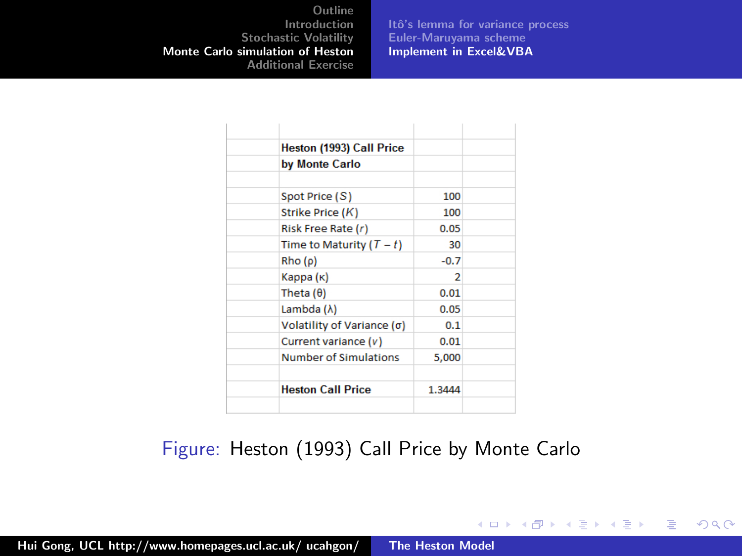| | | | |
|---|---|---|---|
| | **Heston (1993) Call Price** | | |
| | **by Monte Carlo** | | |
| | | | |
| | Spot Price ($S$) | 100 | |
| | Strike Price ($K$) | 100 | |
| | Risk Free Rate ($r$) | 0.05 | |
| | Time to Maturity ($T-t$) | 30 | |
| | Rho ($\rho$) | -0.7 | |
| | Kappa ($\kappa$) | 2 | |
| | Theta ($\theta$) | 0.01 | |
| | Lambda ($\lambda$) | 0.05 | |
| | Volatility of Variance ($\sigma$) | 0.1 | |
| | Current variance ($v$) | 0.01 | |
| | Number of Simulations | 5,000 | |
| | | | |
| | **Heston Call Price** | 1.3444 | |
| | | | |

Figure: Heston (1993) Call Price by Monte Carlo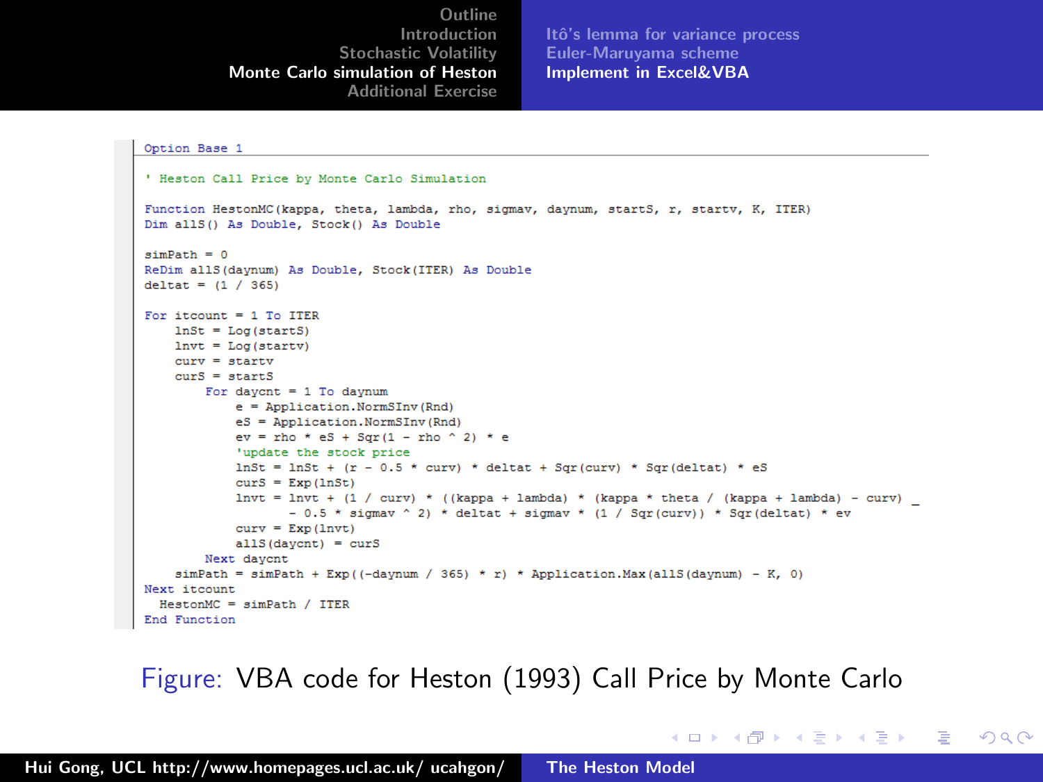```
Option Base 1

' Heston Call Price by Monte Carlo Simulation

Function HestonMC(kappa, theta, lambda, rho, sigmav, daynum, startS, r, startv, K, ITER)
Dim allS() As Double, Stock() As Double

simPath = 0
ReDim allS(daynum) As Double, Stock(ITER) As Double
deltat = (1 / 365)

For itcount = 1 To ITER
    lnSt = Log(startS)
    lnvt = Log(startv)
    curv = startv
    curS = startS
        For daycnt = 1 To daynum
            e = Application.NormSInv(Rnd)
            eS = Application.NormSInv(Rnd)
            ev = rho * eS + Sqr(1 - rho ^ 2) * e
            'update the stock price
            lnSt = lnSt + (r - 0.5 * curv) * deltat + Sqr(curv) * Sqr(deltat) * eS
            curS = Exp(lnSt)
            lnvt = lnvt + (1 / curv) * ((kappa + lambda) * (kappa * theta / (kappa + lambda) - curv) _
                  - 0.5 * sigmav ^ 2) * deltat + sigmav * (1 / Sqr(curv)) * Sqr(deltat) * ev
            curv = Exp(lnvt)
            allS(daycnt) = curS
        Next daycnt
    simPath = simPath + Exp((-daynum / 365) * r) * Application.Max(allS(daynum) - K, 0)
Next itcount
  HestonMC = simPath / ITER
End Function
```

Figure: VBA code for Heston (1993) Call Price by Monte Carlo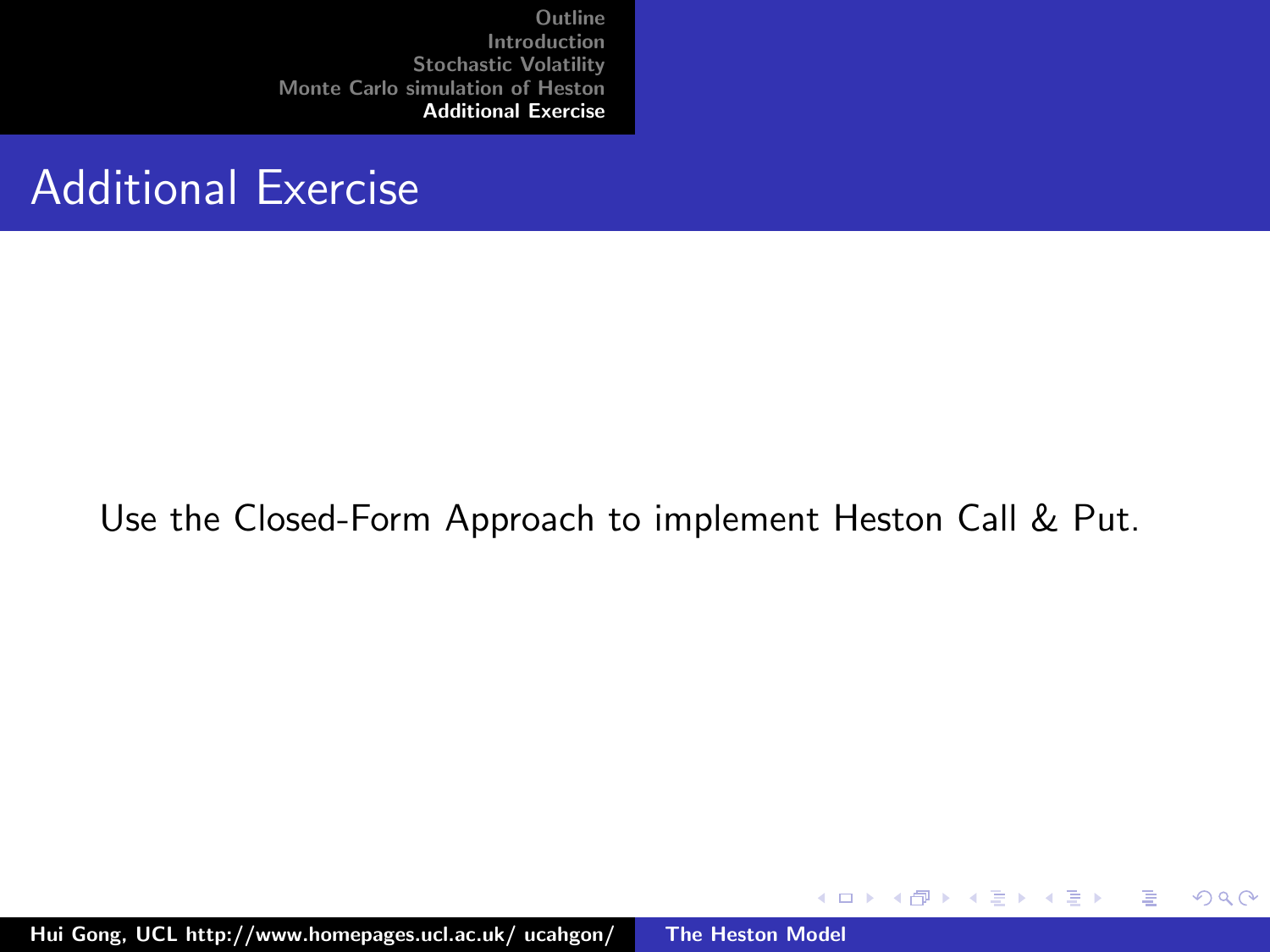## Additional Exercise

Use the Closed-Form Approach to implement Heston Call & Put.